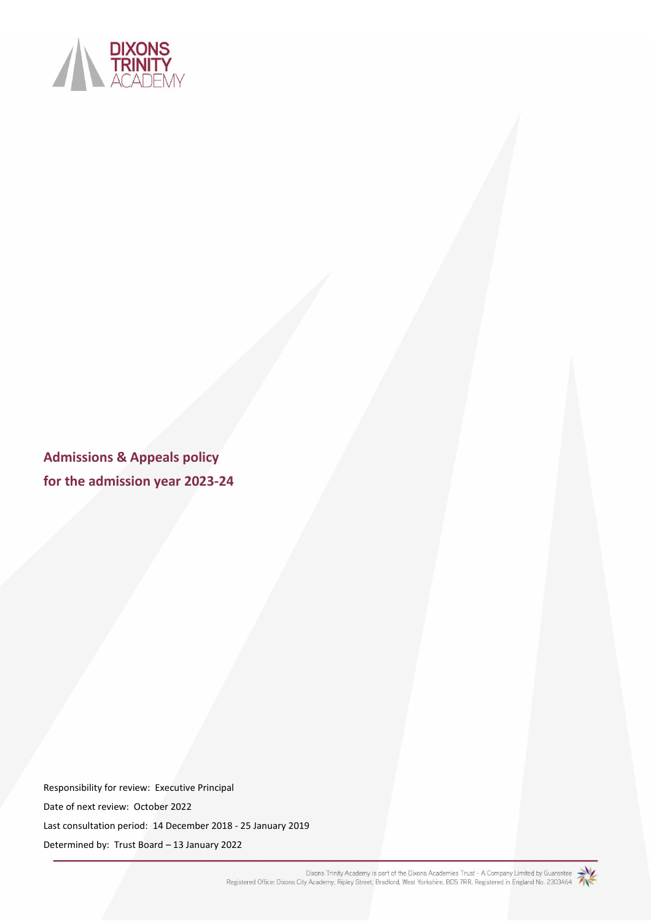DIXONS TRINITY ACADEMY

# Admissions & Appeals policy
# for the admission year 2023-24

Responsibility for review: Executive Principal

Date of next review: October 2022

Last consultation period: 14 December 2018 - 25 January 2019

Determined by: Trust Board – 13 January 2022

Dixons Trinity Academy is part of the Dixons Academies Trust - A Company Limited by Guarantee
Registered Office: Dixons City Academy, Ripley Street, Bradford, West Yorkshire, BD5 7RR. Registered in England No. 2303464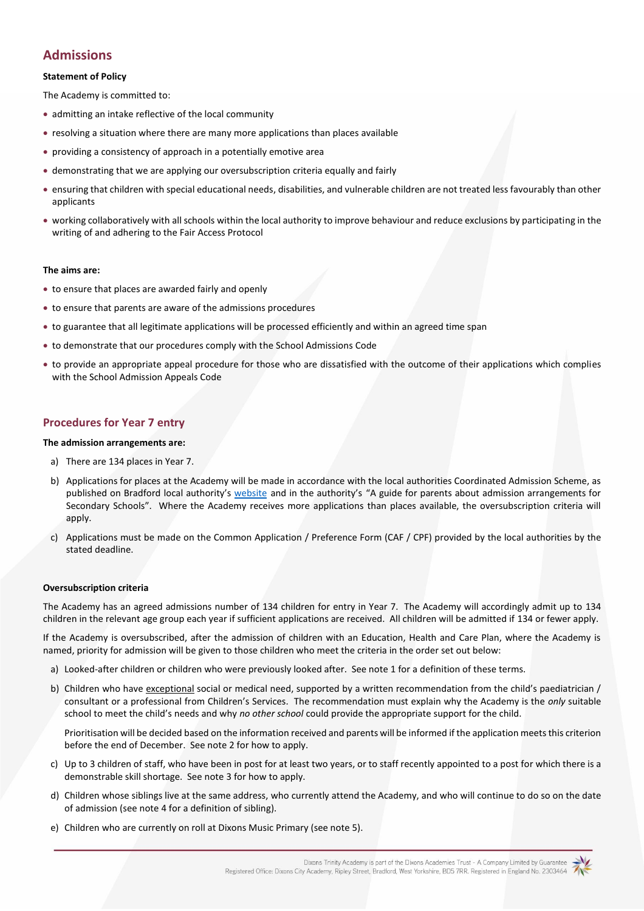## Admissions

**Statement of Policy**

The Academy is committed to:

- admitting an intake reflective of the local community
- resolving a situation where there are many more applications than places available
- providing a consistency of approach in a potentially emotive area
- demonstrating that we are applying our oversubscription criteria equally and fairly
- ensuring that children with special educational needs, disabilities, and vulnerable children are not treated less favourably than other applicants
- working collaboratively with all schools within the local authority to improve behaviour and reduce exclusions by participating in the writing of and adhering to the Fair Access Protocol

**The aims are:**

- to ensure that places are awarded fairly and openly
- to ensure that parents are aware of the admissions procedures
- to guarantee that all legitimate applications will be processed efficiently and within an agreed time span
- to demonstrate that our procedures comply with the School Admissions Code
- to provide an appropriate appeal procedure for those who are dissatisfied with the outcome of their applications which complies with the School Admission Appeals Code

## Procedures for Year 7 entry

**The admission arrangements are:**

a) There are 134 places in Year 7.

b) Applications for places at the Academy will be made in accordance with the local authorities Coordinated Admission Scheme, as published on Bradford local authority's website and in the authority's "A guide for parents about admission arrangements for Secondary Schools". Where the Academy receives more applications than places available, the oversubscription criteria will apply.

c) Applications must be made on the Common Application / Preference Form (CAF / CPF) provided by the local authorities by the stated deadline.

**Oversubscription criteria**

The Academy has an agreed admissions number of 134 children for entry in Year 7. The Academy will accordingly admit up to 134 children in the relevant age group each year if sufficient applications are received. All children will be admitted if 134 or fewer apply.

If the Academy is oversubscribed, after the admission of children with an Education, Health and Care Plan, where the Academy is named, priority for admission will be given to those children who meet the criteria in the order set out below:

a) Looked-after children or children who were previously looked after. See note 1 for a definition of these terms.

b) Children who have exceptional social or medical need, supported by a written recommendation from the child's paediatrician / consultant or a professional from Children's Services. The recommendation must explain why the Academy is the *only* suitable school to meet the child's needs and why *no other school* could provide the appropriate support for the child.

   Prioritisation will be decided based on the information received and parents will be informed if the application meets this criterion before the end of December. See note 2 for how to apply.

c) Up to 3 children of staff, who have been in post for at least two years, or to staff recently appointed to a post for which there is a demonstrable skill shortage. See note 3 for how to apply.

d) Children whose siblings live at the same address, who currently attend the Academy, and who will continue to do so on the date of admission (see note 4 for a definition of sibling).

e) Children who are currently on roll at Dixons Music Primary (see note 5).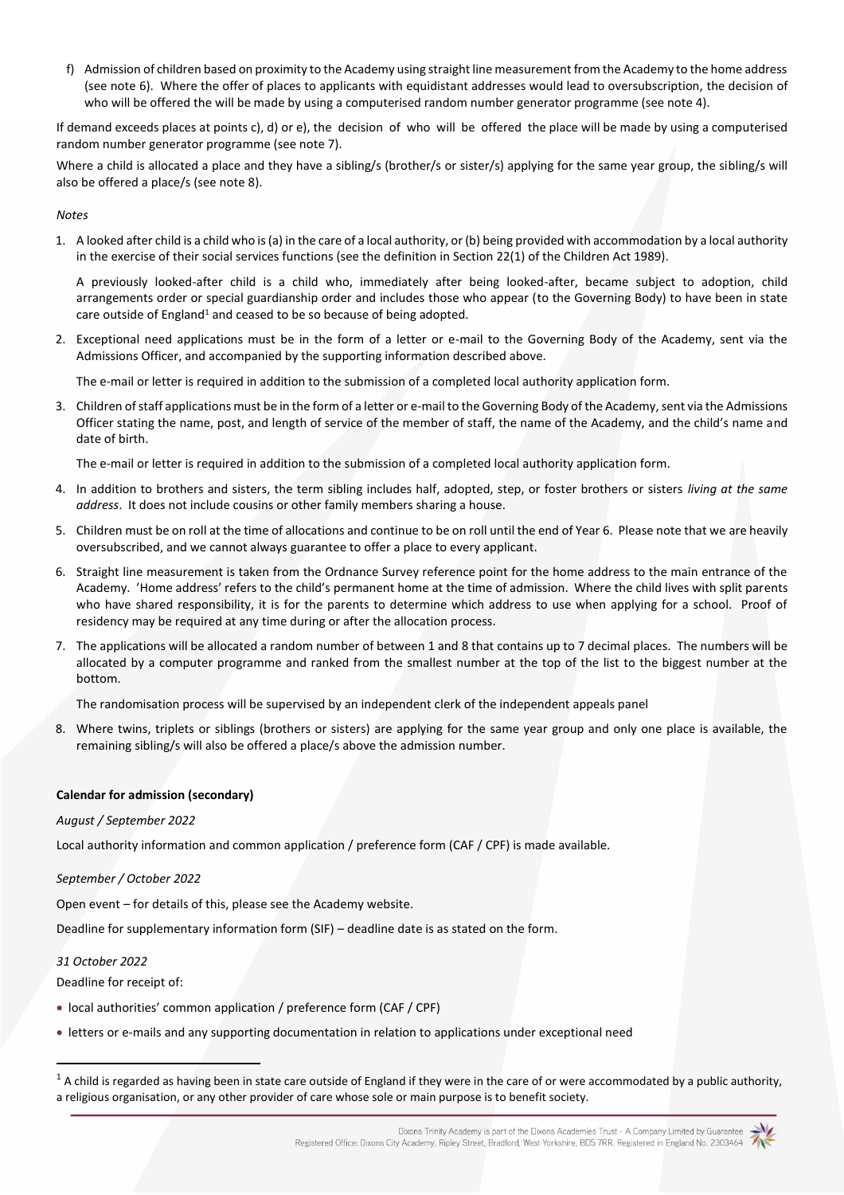f) Admission of children based on proximity to the Academy using straight line measurement from the Academy to the home address (see note 6). Where the offer of places to applicants with equidistant addresses would lead to oversubscription, the decision of who will be offered the will be made by using a computerised random number generator programme (see note 4).

If demand exceeds places at points c), d) or e), the decision of who will be offered the place will be made by using a computerised random number generator programme (see note 7).

Where a child is allocated a place and they have a sibling/s (brother/s or sister/s) applying for the same year group, the sibling/s will also be offered a place/s (see note 8).

*Notes*

1. A looked after child is a child who is (a) in the care of a local authority, or (b) being provided with accommodation by a local authority in the exercise of their social services functions (see the definition in Section 22(1) of the Children Act 1989).

   A previously looked-after child is a child who, immediately after being looked-after, became subject to adoption, child arrangements order or special guardianship order and includes those who appear (to the Governing Body) to have been in state care outside of England[1] and ceased to be so because of being adopted.

2. Exceptional need applications must be in the form of a letter or e-mail to the Governing Body of the Academy, sent via the Admissions Officer, and accompanied by the supporting information described above.

   The e-mail or letter is required in addition to the submission of a completed local authority application form.

3. Children of staff applications must be in the form of a letter or e-mail to the Governing Body of the Academy, sent via the Admissions Officer stating the name, post, and length of service of the member of staff, the name of the Academy, and the child's name and date of birth.

   The e-mail or letter is required in addition to the submission of a completed local authority application form.

4. In addition to brothers and sisters, the term sibling includes half, adopted, step, or foster brothers or sisters *living at the same address*. It does not include cousins or other family members sharing a house.

5. Children must be on roll at the time of allocations and continue to be on roll until the end of Year 6. Please note that we are heavily oversubscribed, and we cannot always guarantee to offer a place to every applicant.

6. Straight line measurement is taken from the Ordnance Survey reference point for the home address to the main entrance of the Academy. 'Home address' refers to the child's permanent home at the time of admission. Where the child lives with split parents who have shared responsibility, it is for the parents to determine which address to use when applying for a school. Proof of residency may be required at any time during or after the allocation process.

7. The applications will be allocated a random number of between 1 and 8 that contains up to 7 decimal places. The numbers will be allocated by a computer programme and ranked from the smallest number at the top of the list to the biggest number at the bottom.

   The randomisation process will be supervised by an independent clerk of the independent appeals panel

8. Where twins, triplets or siblings (brothers or sisters) are applying for the same year group and only one place is available, the remaining sibling/s will also be offered a place/s above the admission number.

**Calendar for admission (secondary)**

*August / September 2022*

Local authority information and common application / preference form (CAF / CPF) is made available.

*September / October 2022*

Open event – for details of this, please see the Academy website.

Deadline for supplementary information form (SIF) – deadline date is as stated on the form.

*31 October 2022*

Deadline for receipt of:

- local authorities' common application / preference form (CAF / CPF)
- letters or e-mails and any supporting documentation in relation to applications under exceptional need

[1] A child is regarded as having been in state care outside of England if they were in the care of or were accommodated by a public authority, a religious organisation, or any other provider of care whose sole or main purpose is to benefit society.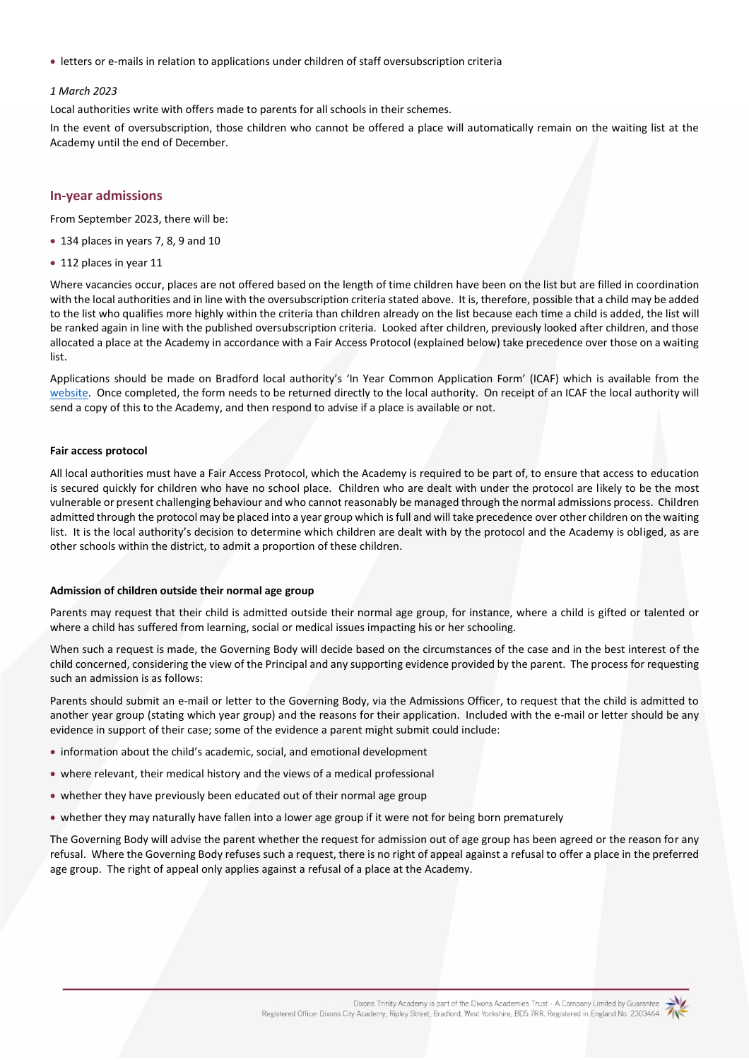- letters or e-mails in relation to applications under children of staff oversubscription criteria

*1 March 2023*

Local authorities write with offers made to parents for all schools in their schemes.

In the event of oversubscription, those children who cannot be offered a place will automatically remain on the waiting list at the Academy until the end of December.

## In-year admissions

From September 2023, there will be:

- 134 places in years 7, 8, 9 and 10
- 112 places in year 11

Where vacancies occur, places are not offered based on the length of time children have been on the list but are filled in coordination with the local authorities and in line with the oversubscription criteria stated above. It is, therefore, possible that a child may be added to the list who qualifies more highly within the criteria than children already on the list because each time a child is added, the list will be ranked again in line with the published oversubscription criteria. Looked after children, previously looked after children, and those allocated a place at the Academy in accordance with a Fair Access Protocol (explained below) take precedence over those on a waiting list.

Applications should be made on Bradford local authority's 'In Year Common Application Form' (ICAF) which is available from the website. Once completed, the form needs to be returned directly to the local authority. On receipt of an ICAF the local authority will send a copy of this to the Academy, and then respond to advise if a place is available or not.

### Fair access protocol

All local authorities must have a Fair Access Protocol, which the Academy is required to be part of, to ensure that access to education is secured quickly for children who have no school place. Children who are dealt with under the protocol are likely to be the most vulnerable or present challenging behaviour and who cannot reasonably be managed through the normal admissions process. Children admitted through the protocol may be placed into a year group which is full and will take precedence over other children on the waiting list. It is the local authority's decision to determine which children are dealt with by the protocol and the Academy is obliged, as are other schools within the district, to admit a proportion of these children.

### Admission of children outside their normal age group

Parents may request that their child is admitted outside their normal age group, for instance, where a child is gifted or talented or where a child has suffered from learning, social or medical issues impacting his or her schooling.

When such a request is made, the Governing Body will decide based on the circumstances of the case and in the best interest of the child concerned, considering the view of the Principal and any supporting evidence provided by the parent. The process for requesting such an admission is as follows:

Parents should submit an e-mail or letter to the Governing Body, via the Admissions Officer, to request that the child is admitted to another year group (stating which year group) and the reasons for their application. Included with the e-mail or letter should be any evidence in support of their case; some of the evidence a parent might submit could include:

- information about the child's academic, social, and emotional development
- where relevant, their medical history and the views of a medical professional
- whether they have previously been educated out of their normal age group
- whether they may naturally have fallen into a lower age group if it were not for being born prematurely

The Governing Body will advise the parent whether the request for admission out of age group has been agreed or the reason for any refusal. Where the Governing Body refuses such a request, there is no right of appeal against a refusal to offer a place in the preferred age group. The right of appeal only applies against a refusal of a place at the Academy.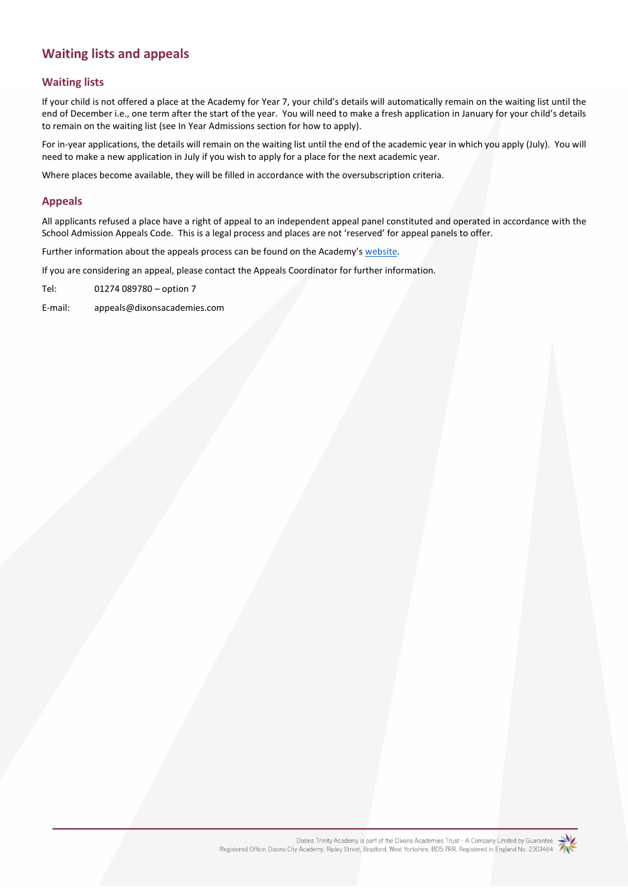# Waiting lists and appeals

## Waiting lists

If your child is not offered a place at the Academy for Year 7, your child's details will automatically remain on the waiting list until the end of December i.e., one term after the start of the year. You will need to make a fresh application in January for your child's details to remain on the waiting list (see In Year Admissions section for how to apply).

For in-year applications, the details will remain on the waiting list until the end of the academic year in which you apply (July). You will need to make a new application in July if you wish to apply for a place for the next academic year.

Where places become available, they will be filled in accordance with the oversubscription criteria.

## Appeals

All applicants refused a place have a right of appeal to an independent appeal panel constituted and operated in accordance with the School Admission Appeals Code. This is a legal process and places are not 'reserved' for appeal panels to offer.

Further information about the appeals process can be found on the Academy's website.

If you are considering an appeal, please contact the Appeals Coordinator for further information.

Tel: 01274 089780 – option 7

E-mail: appeals@dixonsacademies.com